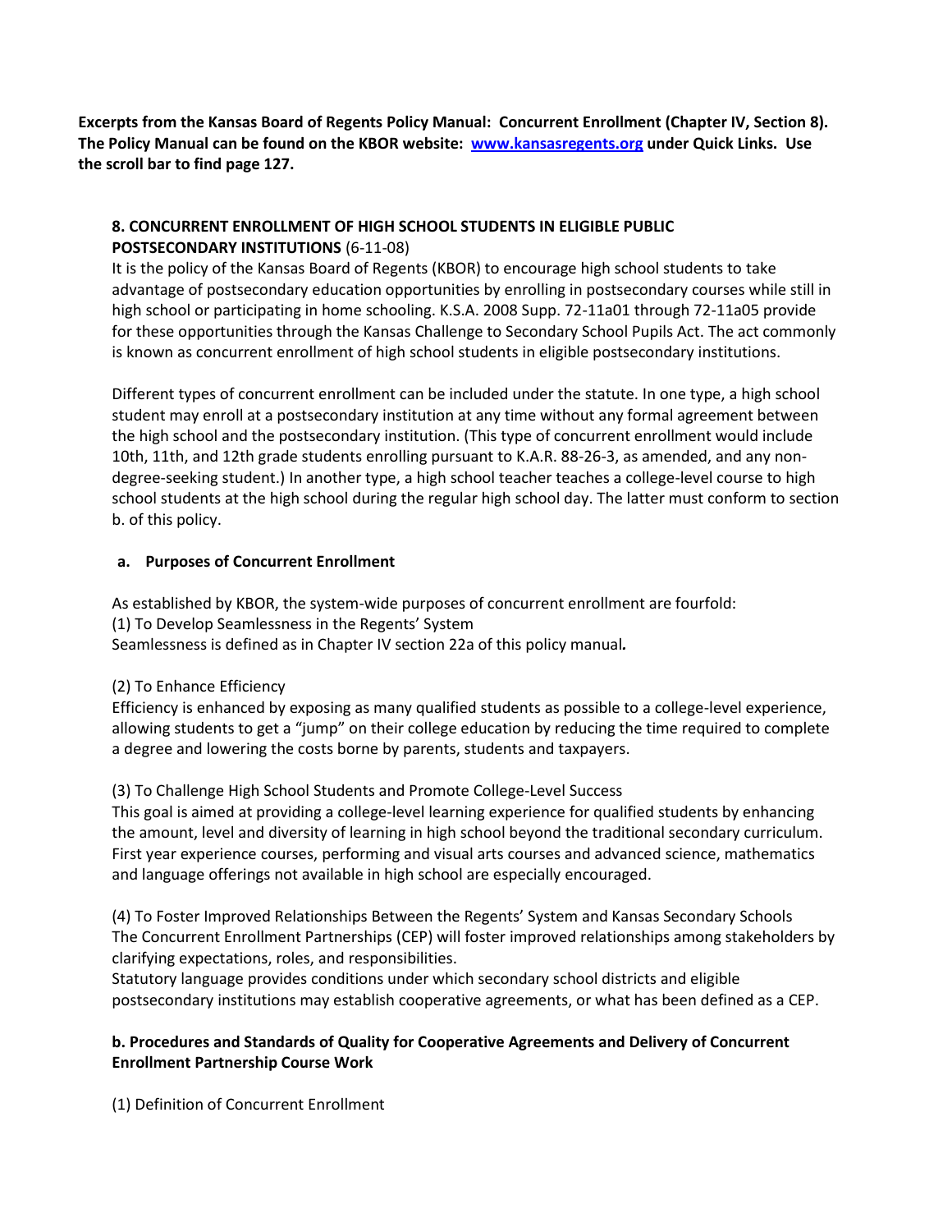**Excerpts from the Kansas Board of Regents Policy Manual: Concurrent Enrollment (Chapter IV, Section 8). The Policy Manual can be found on the KBOR website: [www.kansasregents.org](http://www.kansasregents.org) under Quick Links. Use the scroll bar to find page 127.**

## 8. CONCURRENT ENROLLMENT OF HIGH SCHOOL STUDENTS IN ELIGIBLE PUBLIC POSTSECONDARY INSTITUTIONS (6-11-08)

It is the policy of the Kansas Board of Regents (KBOR) to encourage high school students to take advantage of postsecondary education opportunities by enrolling in postsecondary courses while still in high school or participating in home schooling. K.S.A. 2008 Supp. 72-11a01 through 72-11a05 provide for these opportunities through the Kansas Challenge to Secondary School Pupils Act. The act commonly is known as concurrent enrollment of high school students in eligible postsecondary institutions.

Different types of concurrent enrollment can be included under the statute. In one type, a high school student may enroll at a postsecondary institution at any time without any formal agreement between the high school and the postsecondary institution. (This type of concurrent enrollment would include 10th, 11th, and 12th grade students enrolling pursuant to K.A.R. 88-26-3, as amended, and any non-degree-seeking student.) In another type, a high school teacher teaches a college-level course to high school students at the high school during the regular high school day. The latter must conform to section b. of this policy.

### a. Purposes of Concurrent Enrollment

As established by KBOR, the system-wide purposes of concurrent enrollment are fourfold:

(1) To Develop Seamlessness in the Regents' System
Seamlessness is defined as in Chapter IV section 22a of this policy manual*.*

(2) To Enhance Efficiency
Efficiency is enhanced by exposing as many qualified students as possible to a college-level experience, allowing students to get a "jump" on their college education by reducing the time required to complete a degree and lowering the costs borne by parents, students and taxpayers.

(3) To Challenge High School Students and Promote College-Level Success
This goal is aimed at providing a college-level learning experience for qualified students by enhancing the amount, level and diversity of learning in high school beyond the traditional secondary curriculum. First year experience courses, performing and visual arts courses and advanced science, mathematics and language offerings not available in high school are especially encouraged.

(4) To Foster Improved Relationships Between the Regents' System and Kansas Secondary Schools
The Concurrent Enrollment Partnerships (CEP) will foster improved relationships among stakeholders by clarifying expectations, roles, and responsibilities.
Statutory language provides conditions under which secondary school districts and eligible postsecondary institutions may establish cooperative agreements, or what has been defined as a CEP.

### b. Procedures and Standards of Quality for Cooperative Agreements and Delivery of Concurrent Enrollment Partnership Course Work

(1) Definition of Concurrent Enrollment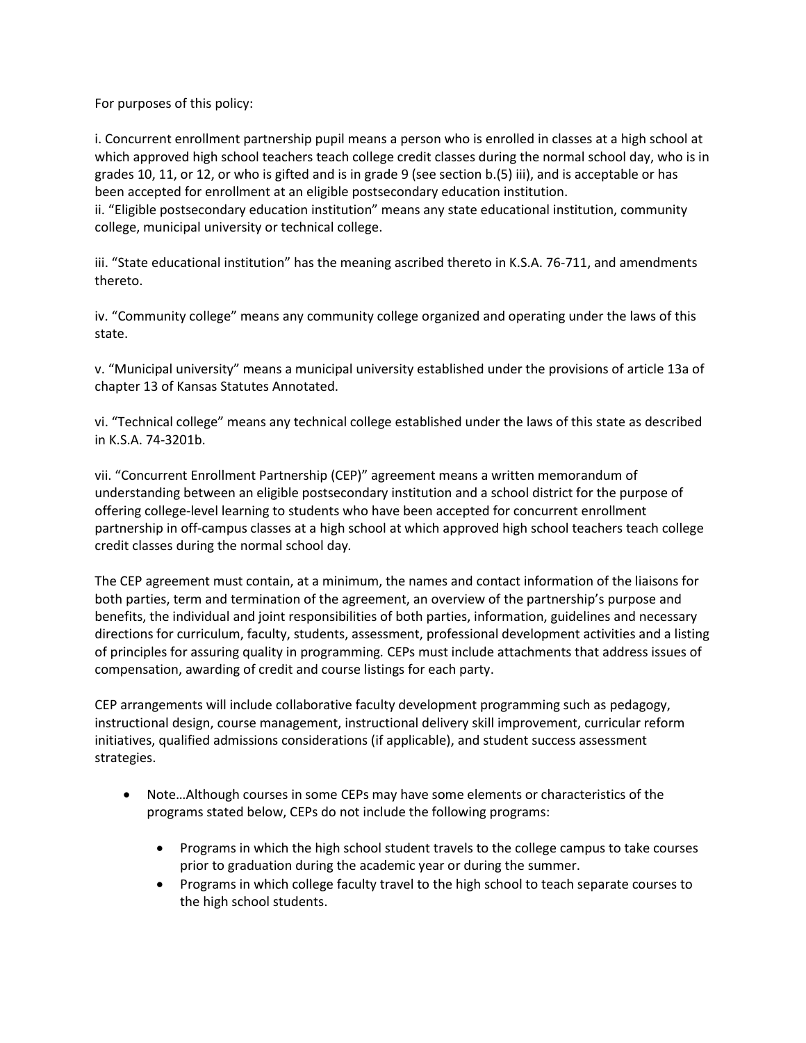For purposes of this policy:

i. Concurrent enrollment partnership pupil means a person who is enrolled in classes at a high school at which approved high school teachers teach college credit classes during the normal school day, who is in grades 10, 11, or 12, or who is gifted and is in grade 9 (see section b.(5) iii), and is acceptable or has been accepted for enrollment at an eligible postsecondary education institution.
ii. "Eligible postsecondary education institution" means any state educational institution, community college, municipal university or technical college.

iii. "State educational institution" has the meaning ascribed thereto in K.S.A. 76-711, and amendments thereto.

iv. "Community college" means any community college organized and operating under the laws of this state.

v. "Municipal university" means a municipal university established under the provisions of article 13a of chapter 13 of Kansas Statutes Annotated.

vi. "Technical college" means any technical college established under the laws of this state as described in K.S.A. 74-3201b.

vii. "Concurrent Enrollment Partnership (CEP)" agreement means a written memorandum of understanding between an eligible postsecondary institution and a school district for the purpose of offering college-level learning to students who have been accepted for concurrent enrollment partnership in off-campus classes at a high school at which approved high school teachers teach college credit classes during the normal school day.

The CEP agreement must contain, at a minimum, the names and contact information of the liaisons for both parties, term and termination of the agreement, an overview of the partnership's purpose and benefits, the individual and joint responsibilities of both parties, information, guidelines and necessary directions for curriculum, faculty, students, assessment, professional development activities and a listing of principles for assuring quality in programming. CEPs must include attachments that address issues of compensation, awarding of credit and course listings for each party.

CEP arrangements will include collaborative faculty development programming such as pedagogy, instructional design, course management, instructional delivery skill improvement, curricular reform initiatives, qualified admissions considerations (if applicable), and student success assessment strategies.

- Note…Although courses in some CEPs may have some elements or characteristics of the programs stated below, CEPs do not include the following programs:
  - Programs in which the high school student travels to the college campus to take courses prior to graduation during the academic year or during the summer.
  - Programs in which college faculty travel to the high school to teach separate courses to the high school students.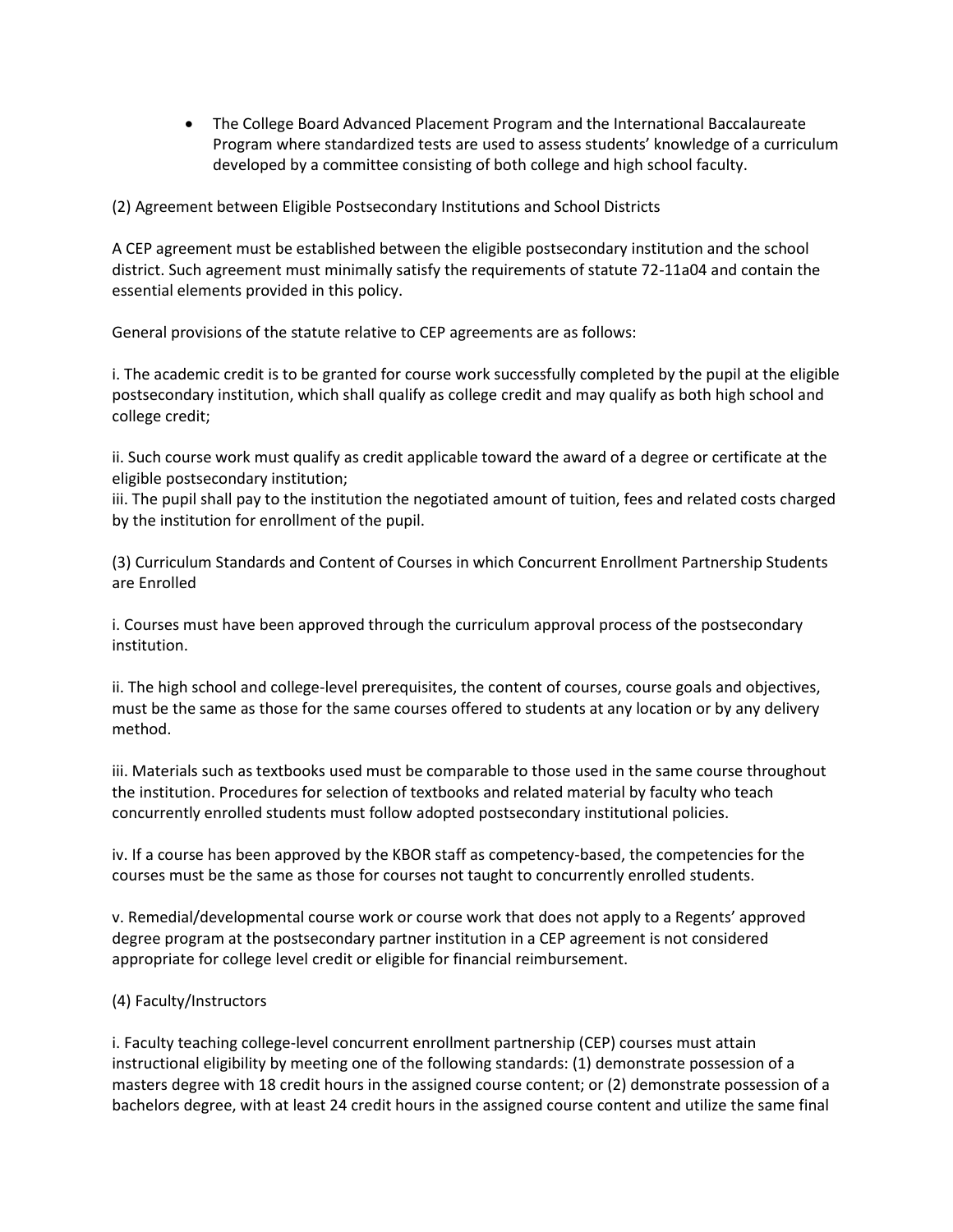- The College Board Advanced Placement Program and the International Baccalaureate Program where standardized tests are used to assess students' knowledge of a curriculum developed by a committee consisting of both college and high school faculty.

(2) Agreement between Eligible Postsecondary Institutions and School Districts

A CEP agreement must be established between the eligible postsecondary institution and the school district. Such agreement must minimally satisfy the requirements of statute 72-11a04 and contain the essential elements provided in this policy.

General provisions of the statute relative to CEP agreements are as follows:

i. The academic credit is to be granted for course work successfully completed by the pupil at the eligible postsecondary institution, which shall qualify as college credit and may qualify as both high school and college credit;

ii. Such course work must qualify as credit applicable toward the award of a degree or certificate at the eligible postsecondary institution;

iii. The pupil shall pay to the institution the negotiated amount of tuition, fees and related costs charged by the institution for enrollment of the pupil.

(3) Curriculum Standards and Content of Courses in which Concurrent Enrollment Partnership Students are Enrolled

i. Courses must have been approved through the curriculum approval process of the postsecondary institution.

ii. The high school and college-level prerequisites, the content of courses, course goals and objectives, must be the same as those for the same courses offered to students at any location or by any delivery method.

iii. Materials such as textbooks used must be comparable to those used in the same course throughout the institution. Procedures for selection of textbooks and related material by faculty who teach concurrently enrolled students must follow adopted postsecondary institutional policies.

iv. If a course has been approved by the KBOR staff as competency-based, the competencies for the courses must be the same as those for courses not taught to concurrently enrolled students.

v. Remedial/developmental course work or course work that does not apply to a Regents' approved degree program at the postsecondary partner institution in a CEP agreement is not considered appropriate for college level credit or eligible for financial reimbursement.

(4) Faculty/Instructors

i. Faculty teaching college-level concurrent enrollment partnership (CEP) courses must attain instructional eligibility by meeting one of the following standards: (1) demonstrate possession of a masters degree with 18 credit hours in the assigned course content; or (2) demonstrate possession of a bachelors degree, with at least 24 credit hours in the assigned course content and utilize the same final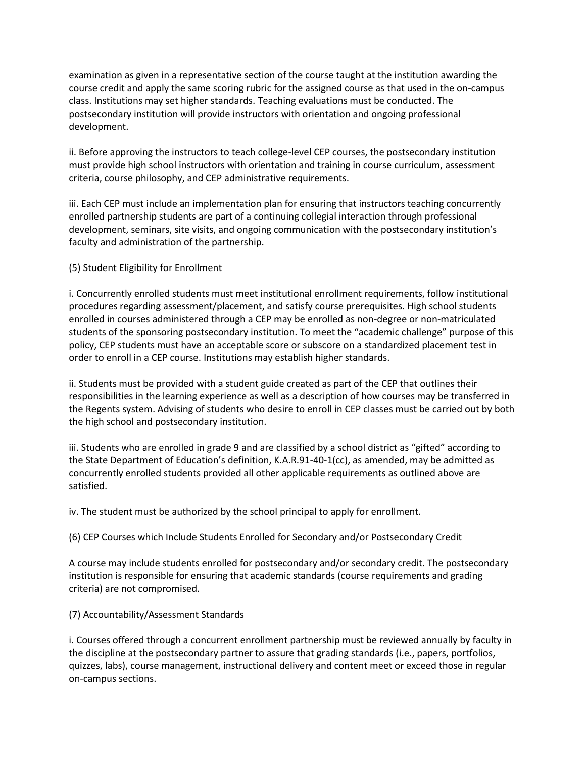examination as given in a representative section of the course taught at the institution awarding the course credit and apply the same scoring rubric for the assigned course as that used in the on-campus class. Institutions may set higher standards. Teaching evaluations must be conducted. The postsecondary institution will provide instructors with orientation and ongoing professional development.

ii. Before approving the instructors to teach college-level CEP courses, the postsecondary institution must provide high school instructors with orientation and training in course curriculum, assessment criteria, course philosophy, and CEP administrative requirements.

iii. Each CEP must include an implementation plan for ensuring that instructors teaching concurrently enrolled partnership students are part of a continuing collegial interaction through professional development, seminars, site visits, and ongoing communication with the postsecondary institution's faculty and administration of the partnership.

(5) Student Eligibility for Enrollment

i. Concurrently enrolled students must meet institutional enrollment requirements, follow institutional procedures regarding assessment/placement, and satisfy course prerequisites. High school students enrolled in courses administered through a CEP may be enrolled as non-degree or non-matriculated students of the sponsoring postsecondary institution. To meet the "academic challenge" purpose of this policy, CEP students must have an acceptable score or subscore on a standardized placement test in order to enroll in a CEP course. Institutions may establish higher standards.

ii. Students must be provided with a student guide created as part of the CEP that outlines their responsibilities in the learning experience as well as a description of how courses may be transferred in the Regents system. Advising of students who desire to enroll in CEP classes must be carried out by both the high school and postsecondary institution.

iii. Students who are enrolled in grade 9 and are classified by a school district as "gifted" according to the State Department of Education's definition, K.A.R.91-40-1(cc), as amended, may be admitted as concurrently enrolled students provided all other applicable requirements as outlined above are satisfied.

iv. The student must be authorized by the school principal to apply for enrollment.

(6) CEP Courses which Include Students Enrolled for Secondary and/or Postsecondary Credit

A course may include students enrolled for postsecondary and/or secondary credit. The postsecondary institution is responsible for ensuring that academic standards (course requirements and grading criteria) are not compromised.

(7) Accountability/Assessment Standards

i. Courses offered through a concurrent enrollment partnership must be reviewed annually by faculty in the discipline at the postsecondary partner to assure that grading standards (i.e., papers, portfolios, quizzes, labs), course management, instructional delivery and content meet or exceed those in regular on-campus sections.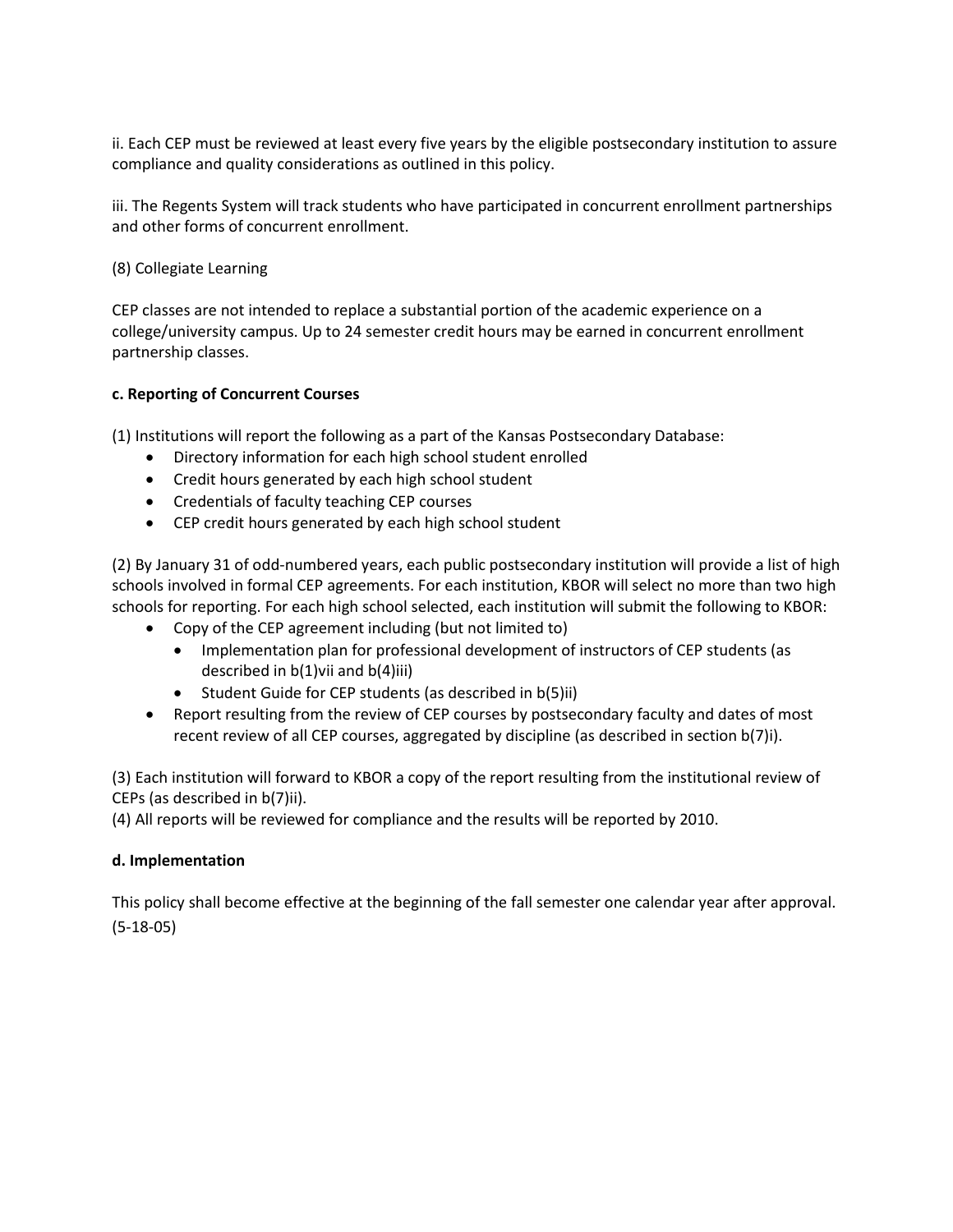ii. Each CEP must be reviewed at least every five years by the eligible postsecondary institution to assure compliance and quality considerations as outlined in this policy.

iii. The Regents System will track students who have participated in concurrent enrollment partnerships and other forms of concurrent enrollment.

(8) Collegiate Learning

CEP classes are not intended to replace a substantial portion of the academic experience on a college/university campus. Up to 24 semester credit hours may be earned in concurrent enrollment partnership classes.

**c. Reporting of Concurrent Courses**

(1) Institutions will report the following as a part of the Kansas Postsecondary Database:

- Directory information for each high school student enrolled
- Credit hours generated by each high school student
- Credentials of faculty teaching CEP courses
- CEP credit hours generated by each high school student

(2) By January 31 of odd-numbered years, each public postsecondary institution will provide a list of high schools involved in formal CEP agreements. For each institution, KBOR will select no more than two high schools for reporting. For each high school selected, each institution will submit the following to KBOR:

- Copy of the CEP agreement including (but not limited to)
  - Implementation plan for professional development of instructors of CEP students (as described in b(1)vii and b(4)iii)
  - Student Guide for CEP students (as described in b(5)ii)
- Report resulting from the review of CEP courses by postsecondary faculty and dates of most recent review of all CEP courses, aggregated by discipline (as described in section b(7)i).

(3) Each institution will forward to KBOR a copy of the report resulting from the institutional review of CEPs (as described in b(7)ii).
(4) All reports will be reviewed for compliance and the results will be reported by 2010.

**d. Implementation**

This policy shall become effective at the beginning of the fall semester one calendar year after approval.
(5-18-05)